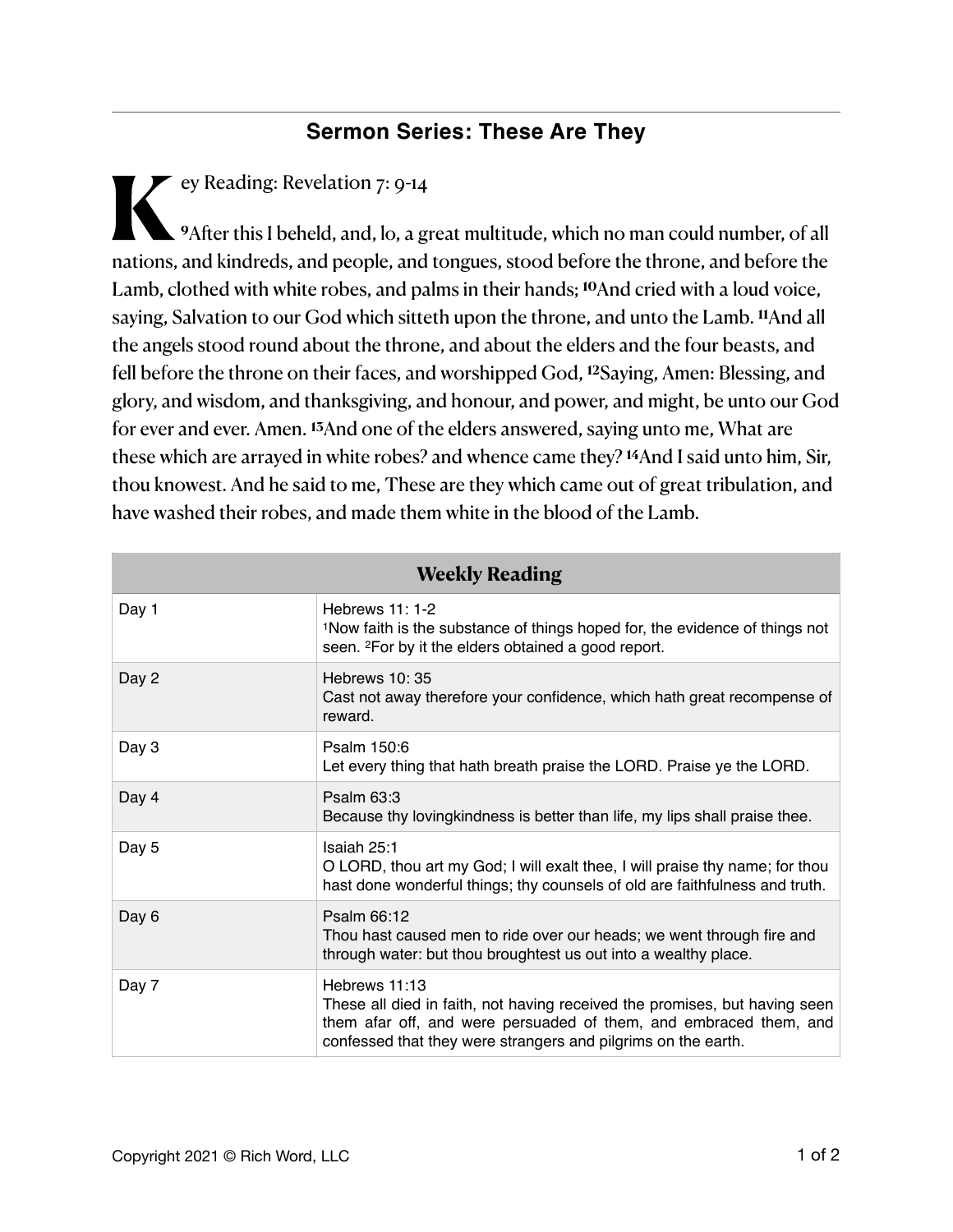## Sermon Series: These Are They

Key Reading: Revelation 7: 9-14

[9]After this I beheld, and, lo, a great multitude, which no man could number, of all nations, and kindreds, and people, and tongues, stood before the throne, and before the Lamb, clothed with white robes, and palms in their hands; [10]And cried with a loud voice, saying, Salvation to our God which sitteth upon the throne, and unto the Lamb. [11]And all the angels stood round about the throne, and about the elders and the four beasts, and fell before the throne on their faces, and worshipped God, [12]Saying, Amen: Blessing, and glory, and wisdom, and thanksgiving, and honour, and power, and might, be unto our God for ever and ever. Amen. [13]And one of the elders answered, saying unto me, What are these which are arrayed in white robes? and whence came they? [14]And I said unto him, Sir, thou knowest. And he said to me, These are they which came out of great tribulation, and have washed their robes, and made them white in the blood of the Lamb.

| Weekly Reading | |
|---|---|
| Day 1 | Hebrews 11: 1-2<br>[1]Now faith is the substance of things hoped for, the evidence of things not seen. [2]For by it the elders obtained a good report. |
| Day 2 | Hebrews 10: 35<br>Cast not away therefore your confidence, which hath great recompense of reward. |
| Day 3 | Psalm 150:6<br>Let every thing that hath breath praise the LORD. Praise ye the LORD. |
| Day 4 | Psalm 63:3<br>Because thy lovingkindness is better than life, my lips shall praise thee. |
| Day 5 | Isaiah 25:1<br>O LORD, thou art my God; I will exalt thee, I will praise thy name; for thou hast done wonderful things; thy counsels of old are faithfulness and truth. |
| Day 6 | Psalm 66:12<br>Thou hast caused men to ride over our heads; we went through fire and through water: but thou broughtest us out into a wealthy place. |
| Day 7 | Hebrews 11:13<br>These all died in faith, not having received the promises, but having seen them afar off, and were persuaded of them, and embraced them, and confessed that they were strangers and pilgrims on the earth. |

Copyright 2021 © Rich Word, LLC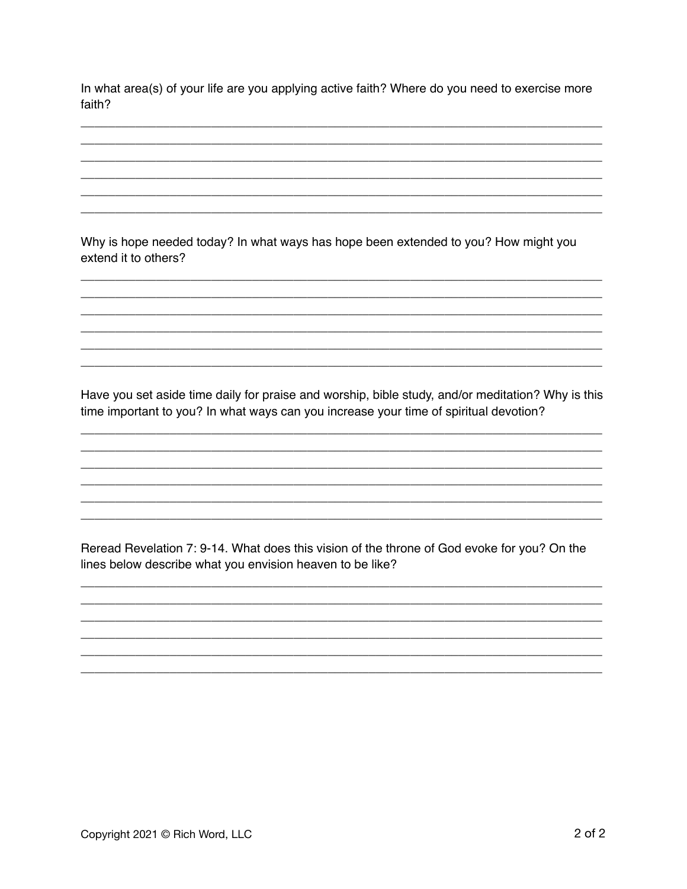In what area(s) of your life are you applying active faith? Where do you need to exercise more faith?

______________________________________________________________________________
______________________________________________________________________________
______________________________________________________________________________
______________________________________________________________________________
______________________________________________________________________________
______________________________________________________________________________

Why is hope needed today? In what ways has hope been extended to you? How might you extend it to others?

______________________________________________________________________________
______________________________________________________________________________
______________________________________________________________________________
______________________________________________________________________________
______________________________________________________________________________
______________________________________________________________________________

Have you set aside time daily for praise and worship, bible study, and/or meditation? Why is this time important to you? In what ways can you increase your time of spiritual devotion?

______________________________________________________________________________
______________________________________________________________________________
______________________________________________________________________________
______________________________________________________________________________
______________________________________________________________________________
______________________________________________________________________________

Reread Revelation 7: 9-14. What does this vision of the throne of God evoke for you? On the lines below describe what you envision heaven to be like?

______________________________________________________________________________
______________________________________________________________________________
______________________________________________________________________________
______________________________________________________________________________
______________________________________________________________________________
______________________________________________________________________________

Copyright 2021 © Rich Word, LLC